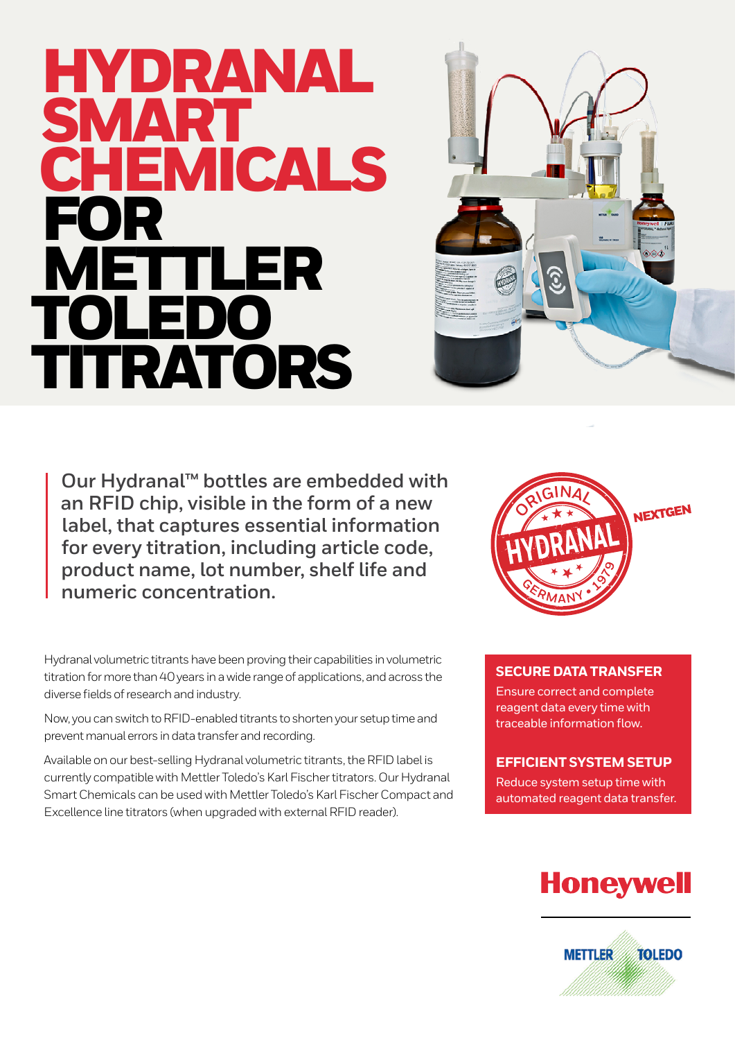# HYDRANAL SMART CHEMICALS FOR METTLER TOLEDO TITRATORS

**Our Hydranal™ bottles are embedded with an RFID chip, visible in the form of a new label, that captures essential information for every titration, including article code, product name, lot number, shelf life and numeric concentration.**

Hydranal volumetric titrants have been proving their capabilities in volumetric titration for more than 40 years in a wide range of applications, and across the diverse fields of research and industry.

Now, you can switch to RFID-enabled titrants to shorten your setup time and prevent manual errors in data transfer and recording.

Available on our best-selling Hydranal volumetric titrants, the RFID label is currently compatible with Mettler Toledo's Karl Fischer titrators. Our Hydranal Smart Chemicals can be used with Mettler Toledo's Karl Fischer Compact and Excellence line titrators (when upgraded with external RFID reader).

### SECURE DATA TRANSFER

Ensure correct and complete reagent data every time with traceable information flow.

### EFFICIENT SYSTEM SETUP

Reduce system setup time with automated reagent data transfer.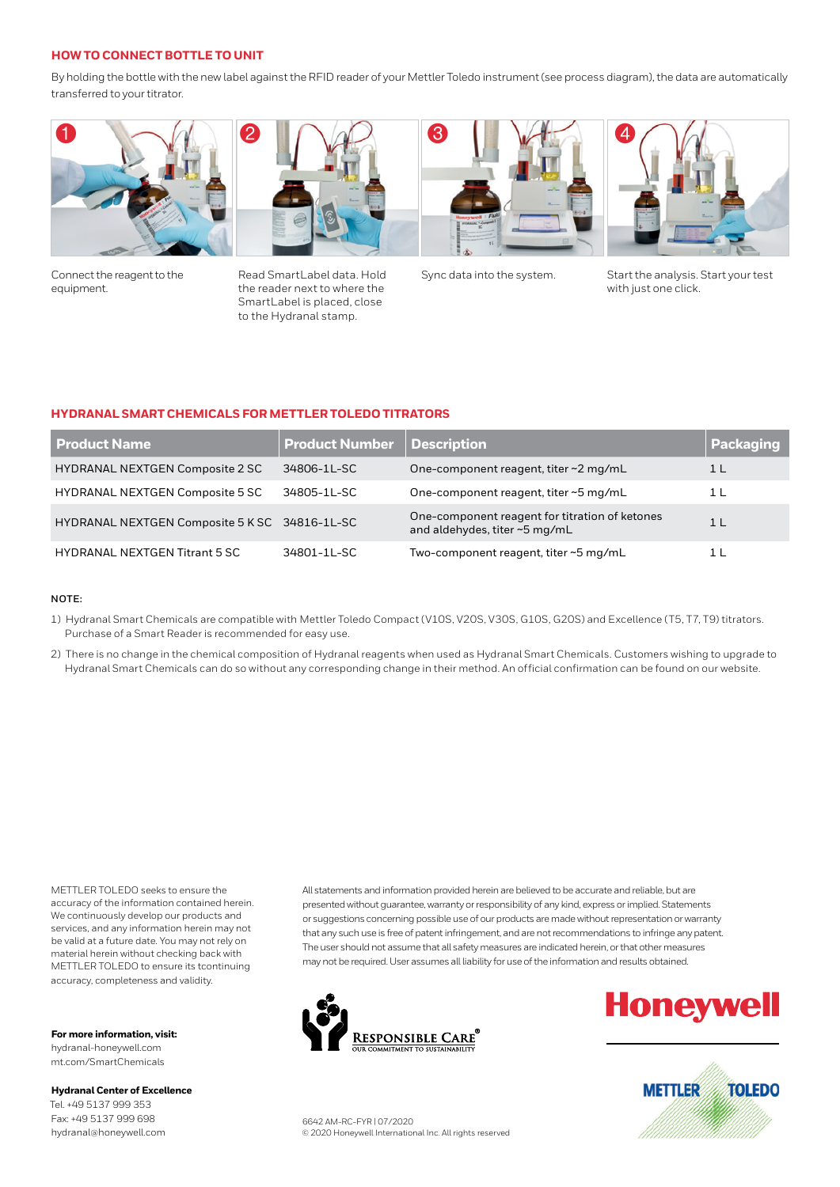## HOW TO CONNECT BOTTLE TO UNIT

By holding the bottle with the new label against the RFID reader of your Mettler Toledo instrument (see process diagram), the data are automatically transferred to your titrator.

1. Connect the reagent to the equipment.
2. Read SmartLabel data. Hold the reader next to where the SmartLabel is placed, close to the Hydranal stamp.
3. Sync data into the system.
4. Start the analysis. Start your test with just one click.

## HYDRANAL SMART CHEMICALS FOR METTLER TOLEDO TITRATORS

| Product Name | Product Number | Description | Packaging |
|---|---|---|---|
| HYDRANAL NEXTGEN Composite 2 SC | 34806-1L-SC | One-component reagent, titer ~2 mg/mL | 1 L |
| HYDRANAL NEXTGEN Composite 5 SC | 34805-1L-SC | One-component reagent, titer ~5 mg/mL | 1 L |
| HYDRANAL NEXTGEN Composite 5 K SC | 34816-1L-SC | One-component reagent for titration of ketones and aldehydes, titer ~5 mg/mL | 1 L |
| HYDRANAL NEXTGEN Titrant 5 SC | 34801-1L-SC | Two-component reagent, titer ~5 mg/mL | 1 L |

**NOTE:**

1) Hydranal Smart Chemicals are compatible with Mettler Toledo Compact (V10S, V20S, V30S, G10S, G20S) and Excellence (T5, T7, T9) titrators. Purchase of a Smart Reader is recommended for easy use.

2) There is no change in the chemical composition of Hydranal reagents when used as Hydranal Smart Chemicals. Customers wishing to upgrade to Hydranal Smart Chemicals can do so without any corresponding change in their method. An official confirmation can be found on our website.

METTLER TOLEDO seeks to ensure the accuracy of the information contained herein. We continuously develop our products and services, and any information herein may not be valid at a future date. You may not rely on material herein without checking back with METTLER TOLEDO to ensure its tcontinuing accuracy, completeness and validity.

All statements and information provided herein are believed to be accurate and reliable, but are presented without guarantee, warranty or responsibility of any kind, express or implied. Statements or suggestions concerning possible use of our products are made without representation or warranty that any such use is free of patent infringement, and are not recommendations to infringe any patent. The user should not assume that all safety measures are indicated herein, or that other measures may not be required. User assumes all liability for use of the information and results obtained.

**For more information, visit:**
hydranal-honeywell.com
mt.com/SmartChemicals

**Hydranal Center of Excellence**
Tel. +49 5137 999 353
Fax: +49 5137 999 698
hydranal@honeywell.com

RESPONSIBLE CARE®
OUR COMMITMENT TO SUSTAINABILITY

Honeywell

METTLER TOLEDO

6642 AM-RC-FYR | 07/2020
© 2020 Honeywell International Inc. All rights reserved